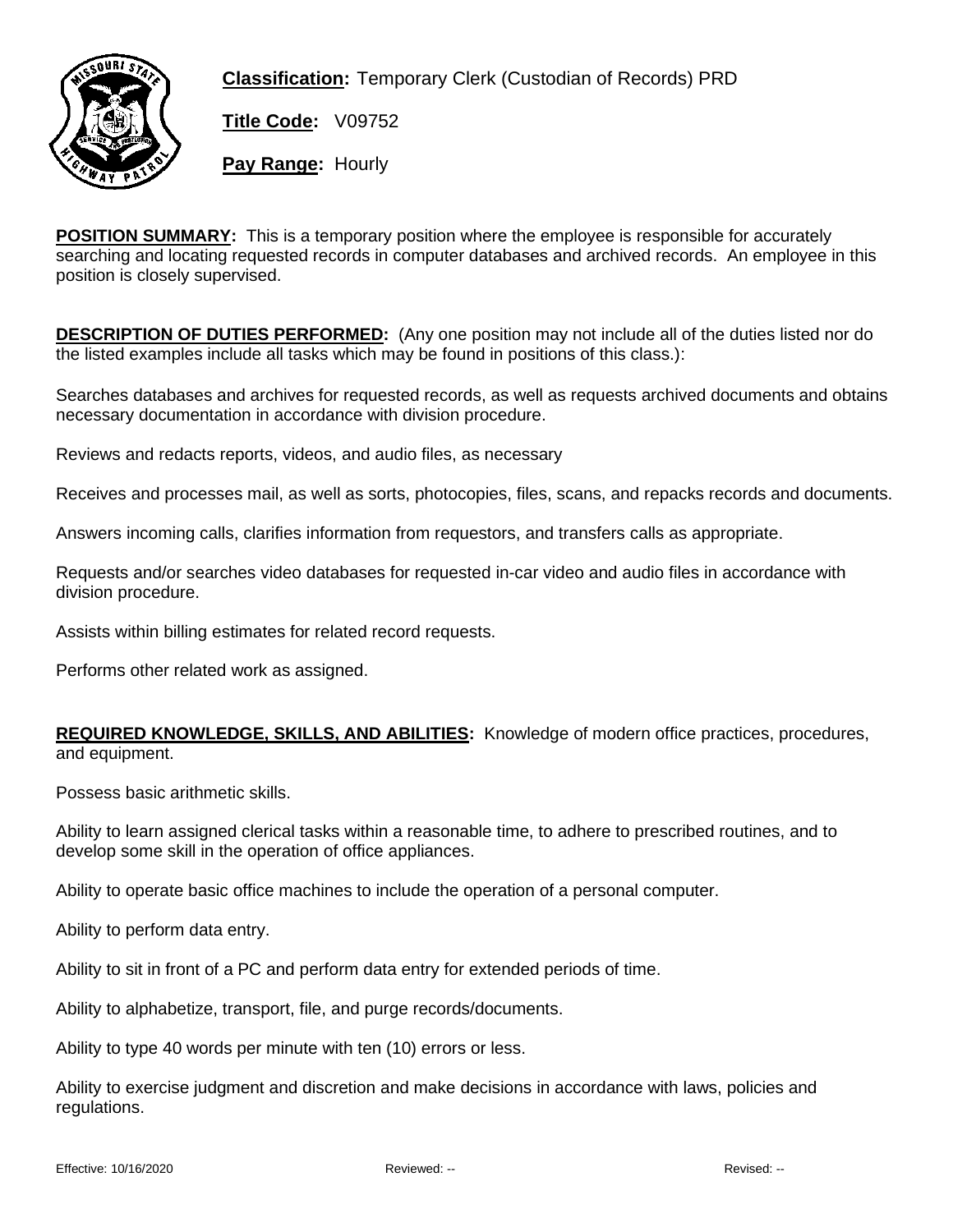**Classification:** Temporary Clerk (Custodian of Records) PRD

**Title Code:** V09752

**Pay Range:** Hourly

**POSITION SUMMARY:** This is a temporary position where the employee is responsible for accurately searching and locating requested records in computer databases and archived records. An employee in this position is closely supervised.

**DESCRIPTION OF DUTIES PERFORMED:** (Any one position may not include all of the duties listed nor do the listed examples include all tasks which may be found in positions of this class.):

Searches databases and archives for requested records, as well as requests archived documents and obtains necessary documentation in accordance with division procedure.

Reviews and redacts reports, videos, and audio files, as necessary

Receives and processes mail, as well as sorts, photocopies, files, scans, and repacks records and documents.

Answers incoming calls, clarifies information from requestors, and transfers calls as appropriate.

Requests and/or searches video databases for requested in-car video and audio files in accordance with division procedure.

Assists within billing estimates for related record requests.

Performs other related work as assigned.

**REQUIRED KNOWLEDGE, SKILLS, AND ABILITIES:** Knowledge of modern office practices, procedures, and equipment.

Possess basic arithmetic skills.

Ability to learn assigned clerical tasks within a reasonable time, to adhere to prescribed routines, and to develop some skill in the operation of office appliances.

Ability to operate basic office machines to include the operation of a personal computer.

Ability to perform data entry.

Ability to sit in front of a PC and perform data entry for extended periods of time.

Ability to alphabetize, transport, file, and purge records/documents.

Ability to type 40 words per minute with ten (10) errors or less.

Ability to exercise judgment and discretion and make decisions in accordance with laws, policies and regulations.

Effective: 10/16/2020 Reviewed: -- Revised: --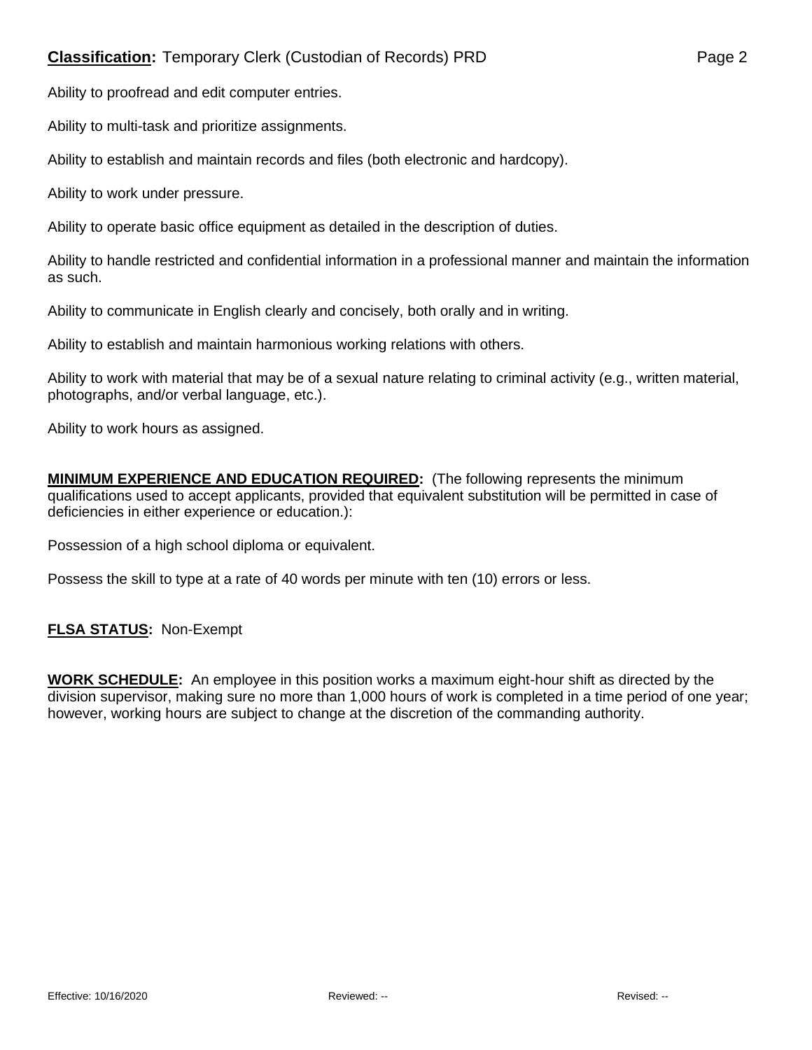Ability to proofread and edit computer entries.

Ability to multi-task and prioritize assignments.

Ability to establish and maintain records and files (both electronic and hardcopy).

Ability to work under pressure.

Ability to operate basic office equipment as detailed in the description of duties.

Ability to handle restricted and confidential information in a professional manner and maintain the information as such.

Ability to communicate in English clearly and concisely, both orally and in writing.

Ability to establish and maintain harmonious working relations with others.

Ability to work with material that may be of a sexual nature relating to criminal activity (e.g., written material, photographs, and/or verbal language, etc.).

Ability to work hours as assigned.

**MINIMUM EXPERIENCE AND EDUCATION REQUIRED:** (The following represents the minimum qualifications used to accept applicants, provided that equivalent substitution will be permitted in case of deficiencies in either experience or education.):

Possession of a high school diploma or equivalent.

Possess the skill to type at a rate of 40 words per minute with ten (10) errors or less.

**FLSA STATUS:** Non-Exempt

**WORK SCHEDULE:** An employee in this position works a maximum eight-hour shift as directed by the division supervisor, making sure no more than 1,000 hours of work is completed in a time period of one year; however, working hours are subject to change at the discretion of the commanding authority.